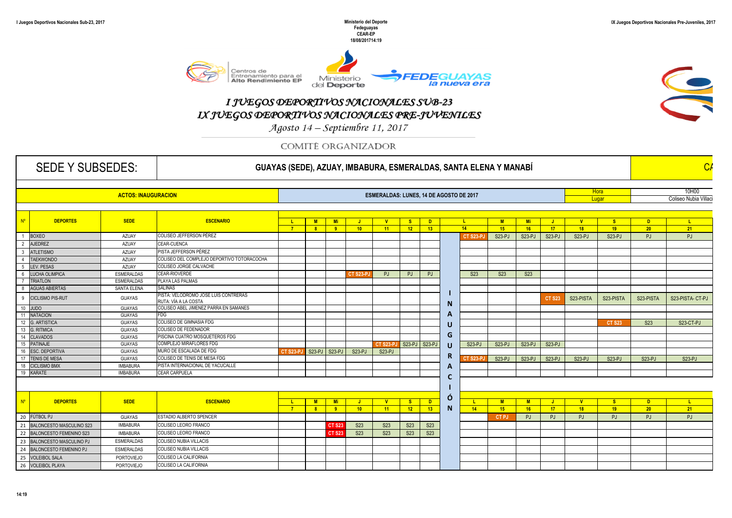I Juegos Deportivos Nacionales Sub-23, 2017

**Ministerio del Deporte**
**Fedeguayas**
**CEAR-EP**
**18/08/201714:19**

IX Juegos Deportivos Nacionales Pre-Juveniles, 2017

# I JUEGOS DEPORTIVOS NACIONALES SUB-23
# IX JUEGOS DEPORTIVOS NACIONALES PRE-JUVENILES

*Agosto 14 – Septiembre 11, 2017*

## COMITÉ ORGANIZADOR

**SEDE Y SUBSEDES:** **GUAYAS (SEDE), AZUAY, IMBABURA, ESMERALDAS, SANTA ELENA Y MANABÍ** CA

**ACTOS: INAUGURACION** — **ESMERALDAS: LUNES, 14 DE AGOSTO DE 2017** — Hora: 10H00 — Lugar: Coliseo Nubia Villaci

| Nº | DEPORTES | SEDE | ESCENARIO | L 7 | M 8 | Mi 9 | J 10 | V 11 | S 12 | D 13 | | L 14 | M 15 | Mi 16 | J 17 | V 18 | S 19 | D 20 | L 21 |
|---|---|---|---|---|---|---|---|---|---|---|---|---|---|---|---|---|---|---|---|
| 1 | BOXEO | AZUAY | COLISEO JEFFERSON PÉREZ | | | | | | | | INAUGURACIÓN | CT S23-PJ | S23-PJ | S23-PJ | S23-PJ | S23-PJ | S23-PJ | PJ | PJ |
| 2 | AJEDREZ | AZUAY | CEAR-CUENCA | | | | | | | | | | | | | | | | |
| 3 | ATLETISMO | AZUAY | PISTA JEFFERSON PÉREZ | | | | | | | | | | | | | | | | |
| 4 | TAEKWONDO | AZUAY | COLISEO DEL COMPLEJO DEPORTIVO TOTORACOCHA | | | | | | | | | | | | | | | | |
| 5 | LEV. PESAS | AZUAY | COLISEO JORGE CALVACHE | | | | | | | | | | | | | | | | |
| 6 | LUCHA OLIMPICA | ESMERALDAS | CEAR-RIOVERDE | | | | CT S23-PJ | PJ | PJ | PJ | | S23 | S23 | S23 | | | | | |
| 7 | TRIATLON | ESMERALDAS | PLAYA LAS PALMAS | | | | | | | | | | | | | | | | |
| 8 | AGUAS ABIERTAS | SANTA ELENA | SALINAS | | | | | | | | | | | | | | | | |
| 9 | CICLISMO PIS-RUT | GUAYAS | PISTA: VELODROMO JOSE LUIS CONTRERAS RUTA: VÍA A LA COSTA | | | | | | | | | | | | CT S23 | S23-PISTA | S23-PISTA | S23-PISTA | S23-PISTA- CT-PJ |
| 10 | JUDO | GUAYAS | COLISEO ABEL JIMENEZ PARRA EN SAMANES | | | | | | | | | | | | | | | | |
| 11 | NATACION | GUAYAS | FDG | | | | | | | | | | | | | | | | |
| 12 | G. ARTISTICA | GUAYAS | COLISEO DE GIMNASIA FDG | | | | | | | | | | | | | | CT S23 | S23 | S23-CT-PJ |
| 13 | G. RITMICA | GUAYAS | COLISEO DE FEDENADOR | | | | | | | | | | | | | | | | |
| 14 | CLAVADOS | GUAYAS | PISCINA CUATRO MOSQUETEROS FDG | | | | | | | | | | | | | | | | |
| 15 | PATINAJE | GUAYAS | COMPLEJO MIRAFLORES FDG | | | | | CT S23-PJ | S23-PJ | S23-PJ | | S23-PJ | S23-PJ | S23-PJ | S23-PJ | | | | |
| 16 | ESC. DEPORTIVA | GUAYAS | MURO DE ESCALADA DE FDG | CT S23-PJ | S23-PJ | S23-PJ | S23-PJ | S23-PJ | | | | | | | | | | | |
| 17 | TENIS DE MESA | GUAYAS | COLISEO DE TENIS DE MESA FDG | | | | | | | | | CT S23-PJ | S23-PJ | S23-PJ | S23-PJ | S23-PJ | S23-PJ | S23-PJ | S23-PJ |
| 18 | CICLISMO BMX | IMBABURA | PISTA INTERNACIONAL DE YACUCALLE | | | | | | | | | | | | | | | | |
| 19 | KARATE | IMBABURA | CEAR CARPUELA | | | | | | | | | | | | | | | | |

| Nº | DEPORTES | SEDE | ESCENARIO | L 7 | M 8 | Mi 9 | J 10 | V 11 | S 12 | D 13 | | L 14 | M 15 | M 16 | J 17 | V 18 | S 19 | D 20 | L 21 |
|---|---|---|---|---|---|---|---|---|---|---|---|---|---|---|---|---|---|---|---|
| 20 | FÚTBOL PJ | GUAYAS | ESTADIO ALBERTO SPENCER | | | | | | | | INAUGURACIÓN | | CT PJ | PJ | PJ | PJ | PJ | PJ | PJ |
| 21 | BALONCESTO MASCULINO S23 | IMBABURA | COLISEO LEORO FRANCO | | | CT S23 | S23 | S23 | S23 | S23 | | | | | | | | | |
| 22 | BALONCESTO FEMENINO S23 | IMBABURA | COLISEO LEORO FRANCO | | | CT S23 | S23 | S23 | S23 | S23 | | | | | | | | | |
| 23 | BALONCESTO MASCULINO PJ | ESMERALDAS | COLISEO NUBIA VILLACIS | | | | | | | | | | | | | | | | |
| 24 | BALONCESTO FEMENINO PJ | ESMERALDAS | COLISEO NUBIA VILLACIS | | | | | | | | | | | | | | | | |
| 25 | VOLEIBOL SALA | PORTOVIEJO | COLISEO LA CALIFORNIA | | | | | | | | | | | | | | | | |
| 26 | VOLEIBOL PLAYA | PORTOVIEJO | COLISEO LA CALIFORNIA | | | | | | | | | | | | | | | | |

14:19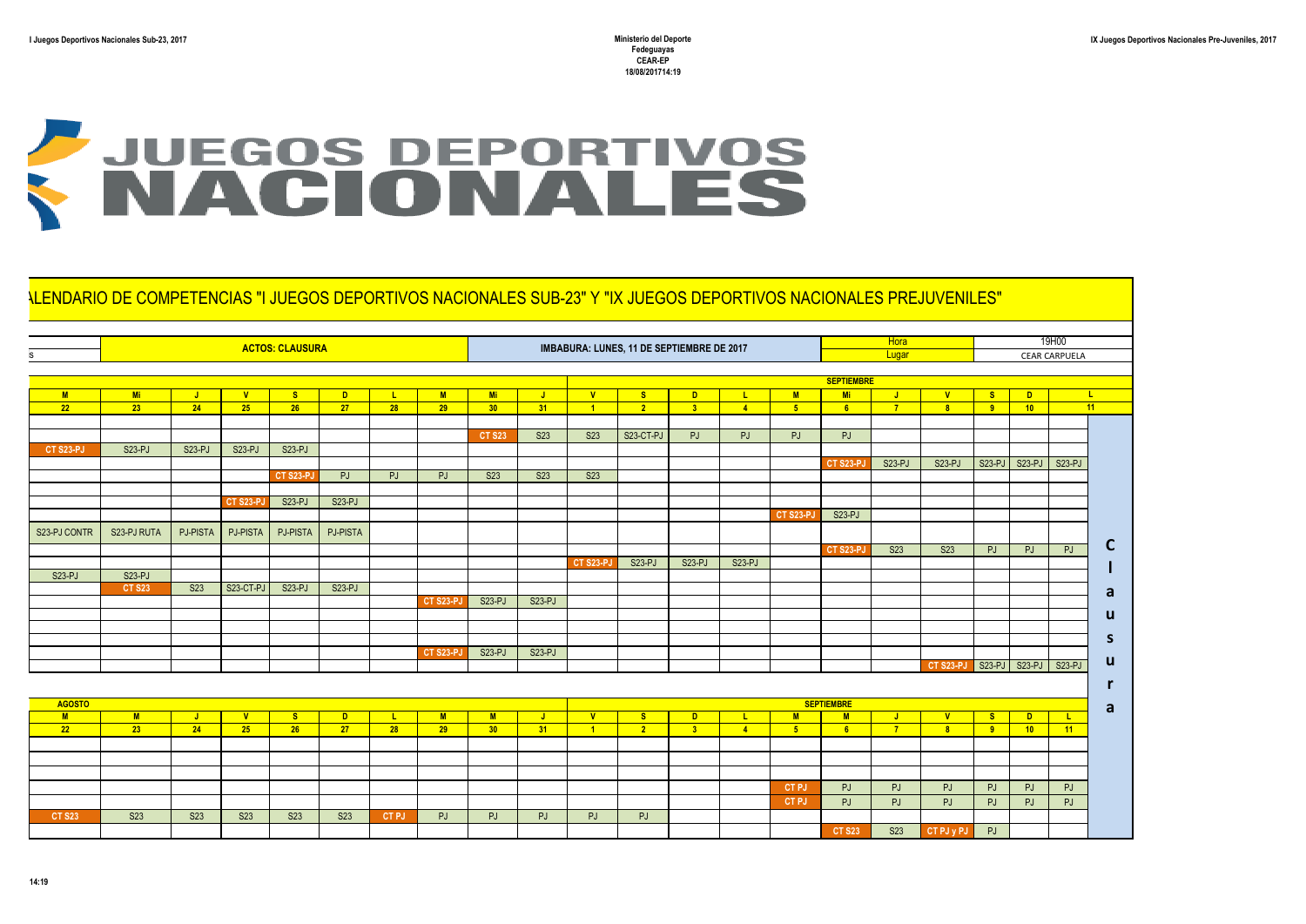# JUEGOS DEPORTIVOS NACIONALES

## ALENDARIO DE COMPETENCIAS "I JUEGOS DEPORTIVOS NACIONALES SUB-23" Y "IX JUEGOS DEPORTIVOS NACIONALES PREJUVENILES"

| ACTOS: CLAUSURA | | | | | | | | IMBABURA: LUNES, 11 DE SEPTIEMBRE DE 2017 | | | | | | | | Hora | | 19H00 | | | |
|---|---|---|---|---|---|---|---|---|---|---|---|---|---|---|---|---|---|---|---|---|---|
| | | | | | | | | | | | | | | | | Lugar | | CEAR CARPUELA | | | |
| | | | | | | | | | | | | | | | SEPTIEMBRE | | | | | | |
| M | Mi | J | V | S | D | L | M | Mi | J | V | S | D | L | M | Mi | J | V | S | D | L | |
| 22 | 23 | 24 | 25 | 26 | 27 | 28 | 29 | 30 | 31 | 1 | 2 | 3 | 4 | 5 | 6 | 7 | 8 | 9 | 10 | 11 | |
| | | | | | | | | | | | | | | | | | | | | | Clausura |
| | | | | | | | | CT S23 | S23 | S23 | S23-CT-PJ | PJ | PJ | PJ | PJ | | | | | | |
| CT S23-PJ | S23-PJ | S23-PJ | S23-PJ | S23-PJ | | | | | | | | | | | | | | | | | |
| | | | | | | | | | | | | | | | CT S23-PJ | S23-PJ | S23-PJ | S23-PJ | S23-PJ | S23-PJ | |
| | | | | CT S23-PJ | PJ | PJ | PJ | S23 | S23 | S23 | | | | | | | | | | | |
| | | | | | | | | | | | | | | | | | | | | | |
| | | | CT S23-PJ | S23-PJ | S23-PJ | | | | | | | | | | | | | | | | |
| | | | | | | | | | | | | | | CT S23-PJ | S23-PJ | | | | | | |
| S23-PJ CONTR | S23-PJ RUTA | PJ-PISTA | PJ-PISTA | PJ-PISTA | PJ-PISTA | | | | | | | | | | | | | | | | |
| | | | | | | | | | | | | | | | CT S23-PJ | S23 | S23 | PJ | PJ | PJ | |
| | | | | | | | | | | CT S23-PJ | S23-PJ | S23-PJ | S23-PJ | | | | | | | | |
| S23-PJ | S23-PJ | | | | | | | | | | | | | | | | | | | | |
| | CT S23 | S23 | S23-CT-PJ | S23-PJ | S23-PJ | | | | | | | | | | | | | | | | |
| | | | | | | | CT S23-PJ | S23-PJ | S23-PJ | | | | | | | | | | | | |
| | | | | | | | | | | | | | | | | | | | | | |
| | | | | | | | | | | | | | | | | | | | | | |
| | | | | | | | CT S23-PJ | S23-PJ | S23-PJ | | | | | | | | | | | | |
| | | | | | | | | | | | | | | | | | CT S23-PJ | S23-PJ | S23-PJ | S23-PJ | |

| AGOSTO | | | | | | | | | | | | | | | SEPTIEMBRE | | | | | |
|---|---|---|---|---|---|---|---|---|---|---|---|---|---|---|---|---|---|---|---|---|
| M | M | J | V | S | D | L | M | M | J | V | S | D | L | M | M | J | V | S | D | L |
| 22 | 23 | 24 | 25 | 26 | 27 | 28 | 29 | 30 | 31 | 1 | 2 | 3 | 4 | 5 | 6 | 7 | 8 | 9 | 10 | 11 |
| | | | | | | | | | | | | | | | | | | | | |
| | | | | | | | | | | | | | | | | | | | | |
| | | | | | | | | | | | | | | | | | | | | |
| | | | | | | | | | | | | | | CT PJ | PJ | PJ | PJ | PJ | PJ | PJ |
| | | | | | | | | | | | | | | CT PJ | PJ | PJ | PJ | PJ | PJ | PJ |
| CT S23 | S23 | S23 | S23 | S23 | S23 | CT PJ | PJ | PJ | PJ | PJ | PJ | | | | | | | | | |
| | | | | | | | | | | | | | | | CT S23 | S23 | CT PJ y PJ | PJ | | |